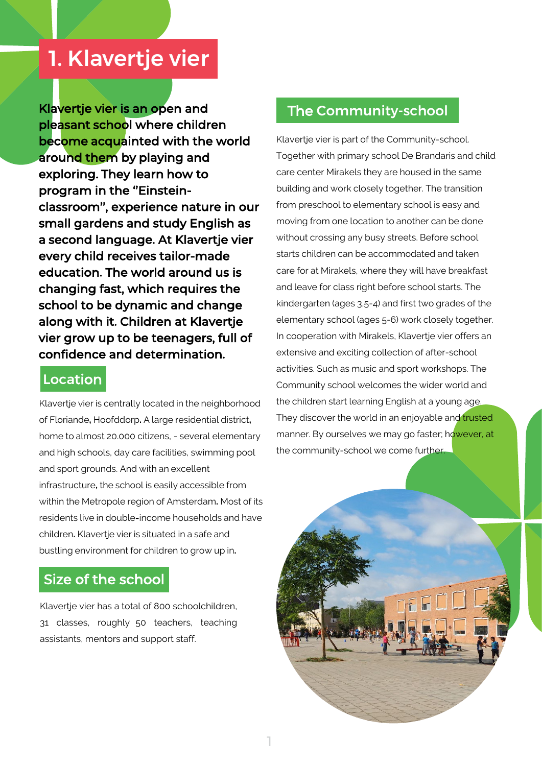# 1. Klavertje vier

**Klavertje vier is an open and pleasant school where children become acquainted with the world around them by playing and exploring. They learn how to program in the "Einstein-classroom", experience nature in our small gardens and study English as a second language. At Klavertje vier every child receives tailor-made education. The world around us is changing fast, which requires the school to be dynamic and change along with it. Children at Klavertje vier grow up to be teenagers, full of confidence and determination.**

## Location

Klavertje vier is centrally located in the neighborhood of Floriande, Hoofddorp. A large residential district, home to almost 20.000 citizens, - several elementary and high schools, day care facilities, swimming pool and sport grounds. And with an excellent infrastructure, the school is easily accessible from within the Metropole region of Amsterdam. Most of its residents live in double-income households and have children. Klavertje vier is situated in a safe and bustling environment for children to grow up in.

## Size of the school

Klavertje vier has a total of 800 schoolchildren, 31 classes, roughly 50 teachers, teaching assistants, mentors and support staff.

## The Community-school

Klavertje vier is part of the Community-school. Together with primary school De Brandaris and child care center Mirakels they are housed in the same building and work closely together. The transition from preschool to elementary school is easy and moving from one location to another can be done without crossing any busy streets. Before school starts children can be accommodated and taken care for at Mirakels, where they will have breakfast and leave for class right before school starts. The kindergarten (ages 3,5-4) and first two grades of the elementary school (ages 5-6) work closely together. In cooperation with Mirakels, Klavertje vier offers an extensive and exciting collection of after-school activities. Such as music and sport workshops. The Community school welcomes the wider world and the children start learning English at a young age. They discover the world in an enjoyable and trusted manner. By ourselves we may go faster; however, at the community-school we come further.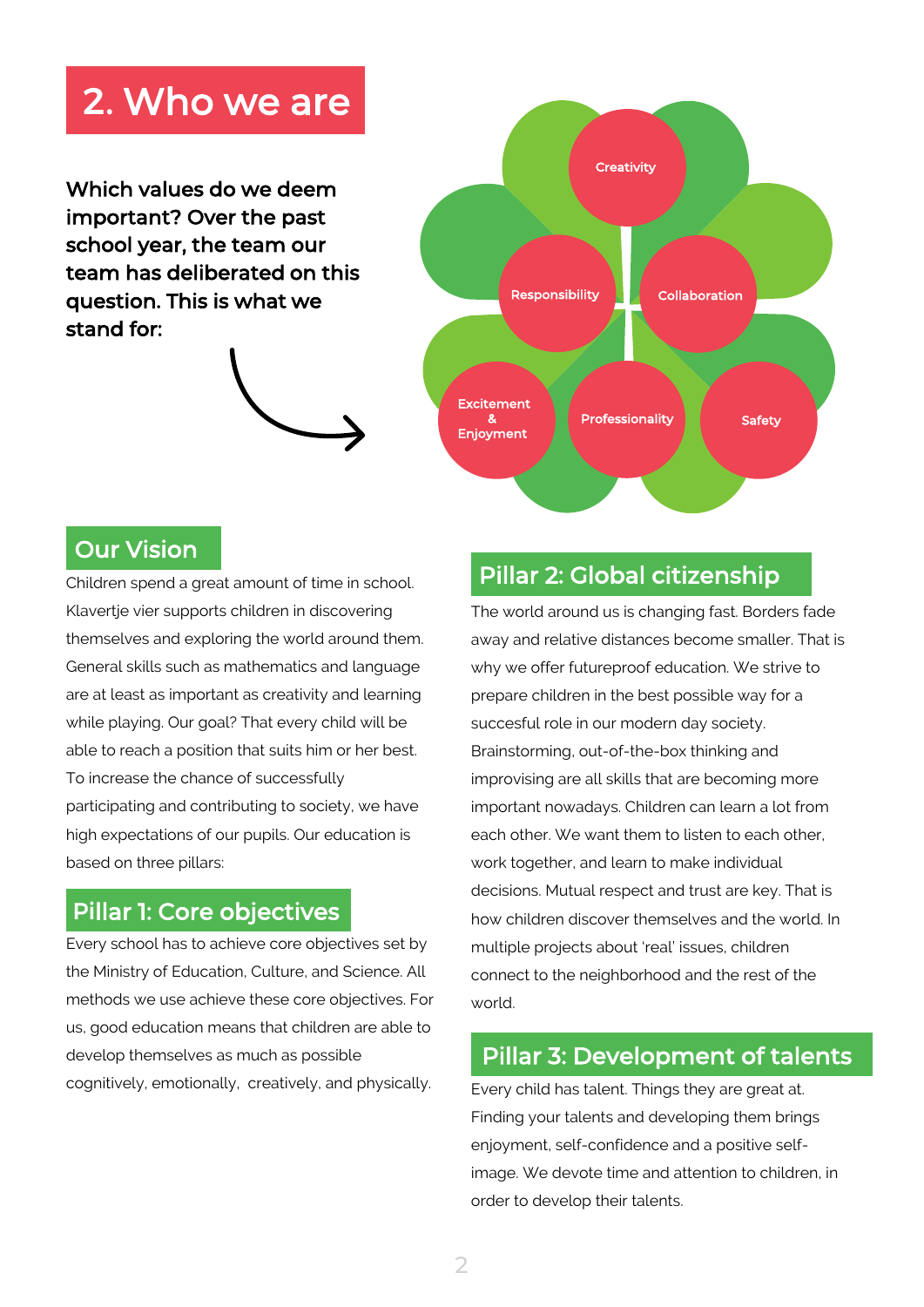# 2. Who we are

**Which values do we deem important? Over the past school year, the team our team has deliberated on this question. This is what we stand for:**

- Creativity
- Responsibility
- Collaboration
- Excitement & Enjoyment
- Professionality
- Safety

## Our Vision

Children spend a great amount of time in school. Klavertje vier supports children in discovering themselves and exploring the world around them. General skills such as mathematics and language are at least as important as creativity and learning while playing. Our goal? That every child will be able to reach a position that suits him or her best. To increase the chance of successfully participating and contributing to society, we have high expectations of our pupils. Our education is based on three pillars:

## Pillar 1: Core objectives

Every school has to achieve core objectives set by the Ministry of Education, Culture, and Science. All methods we use achieve these core objectives. For us, good education means that children are able to develop themselves as much as possible cognitively, emotionally, creatively, and physically.

## Pillar 2: Global citizenship

The world around us is changing fast. Borders fade away and relative distances become smaller. That is why we offer futureproof education. We strive to prepare children in the best possible way for a succesful role in our modern day society. Brainstorming, out-of-the-box thinking and improvising are all skills that are becoming more important nowadays. Children can learn a lot from each other. We want them to listen to each other, work together, and learn to make individual decisions. Mutual respect and trust are key. That is how children discover themselves and the world. In multiple projects about 'real' issues, children connect to the neighborhood and the rest of the world.

## Pillar 3: Development of talents

Every child has talent. Things they are great at. Finding your talents and developing them brings enjoyment, self-confidence and a positive self-image. We devote time and attention to children, in order to develop their talents.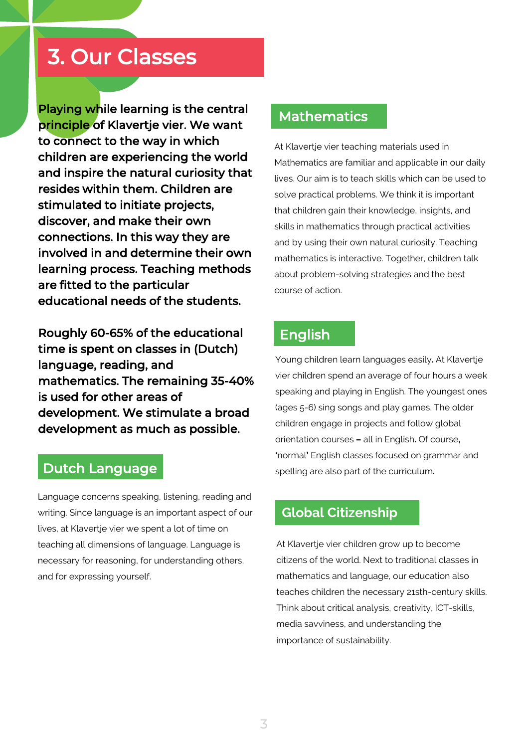# 3. Our Classes

**Playing while learning is the central principle of Klavertje vier. We want to connect to the way in which children are experiencing the world and inspire the natural curiosity that resides within them. Children are stimulated to initiate projects, discover, and make their own connections. In this way they are involved in and determine their own learning process. Teaching methods are fitted to the particular educational needs of the students.**

**Roughly 60-65% of the educational time is spent on classes in (Dutch) language, reading, and mathematics. The remaining 35-40% is used for other areas of development. We stimulate a broad development as much as possible.**

## Dutch Language

Language concerns speaking, listening, reading and writing. Since language is an important aspect of our lives, at Klavertje vier we spent a lot of time on teaching all dimensions of language. Language is necessary for reasoning, for understanding others, and for expressing yourself.

## Mathematics

At Klavertje vier teaching materials used in Mathematics are familiar and applicable in our daily lives. Our aim is to teach skills which can be used to solve practical problems. We think it is important that children gain their knowledge, insights, and skills in mathematics through practical activities and by using their own natural curiosity. Teaching mathematics is interactive. Together, children talk about problem-solving strategies and the best course of action.

## English

Young children learn languages easily. At Klavertje vier children spend an average of four hours a week speaking and playing in English. The youngest ones (ages 5-6) sing songs and play games. The older children engage in projects and follow global orientation courses – all in English. Of course, 'normal' English classes focused on grammar and spelling are also part of the curriculum.

## Global Citizenship

At Klavertje vier children grow up to become citizens of the world. Next to traditional classes in mathematics and language, our education also teaches children the necessary 21sth-century skills. Think about critical analysis, creativity, ICT-skills, media savviness, and understanding the importance of sustainability.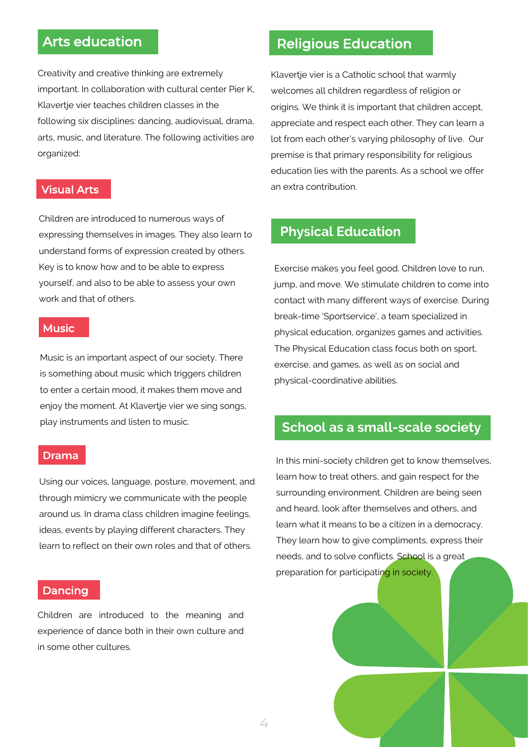## Arts education

Creativity and creative thinking are extremely important. In collaboration with cultural center Pier K, Klavertje vier teaches children classes in the following six disciplines: dancing, audiovisual, drama, arts, music, and literature. The following activities are organized:

### Visual Arts

Children are introduced to numerous ways of expressing themselves in images. They also learn to understand forms of expression created by others. Key is to know how and to be able to express yourself, and also to be able to assess your own work and that of others.

### Music

Music is an important aspect of our society. There is something about music which triggers children to enter a certain mood, it makes them move and enjoy the moment. At Klavertje vier we sing songs, play instruments and listen to music.

### Drama

Using our voices, language, posture, movement, and through mimicry we communicate with the people around us. In drama class children imagine feelings, ideas, events by playing different characters. They learn to reflect on their own roles and that of others.

### Dancing

Children are introduced to the meaning and experience of dance both in their own culture and in some other cultures.

## Religious Education

Klavertje vier is a Catholic school that warmly welcomes all children regardless of religion or origins. We think it is important that children accept, appreciate and respect each other. They can learn a lot from each other's varying philosophy of live. Our premise is that primary responsibility for religious education lies with the parents. As a school we offer an extra contribution.

## Physical Education

Exercise makes you feel good. Children love to run, jump, and move. We stimulate children to come into contact with many different ways of exercise. During break-time 'Sportservice', a team specialized in physical education, organizes games and activities. The Physical Education class focus both on sport, exercise, and games, as well as on social and physical-coordinative abilities.

## School as a small-scale society

In this mini-society children get to know themselves, learn how to treat others, and gain respect for the surrounding environment. Children are being seen and heard, look after themselves and others, and learn what it means to be a citizen in a democracy. They learn how to give compliments, express their needs, and to solve conflicts. School is a great preparation for participating in society.